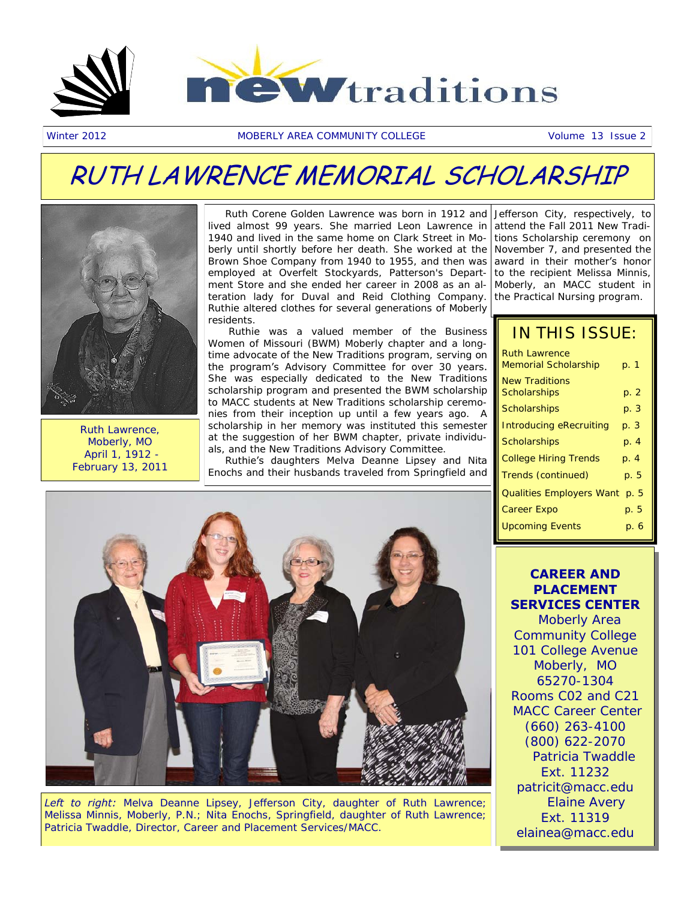# new traditions

Winter 2012 | MOBERLY AREA COMMUNITY COLLEGE | Volume 13 Issue 2

# RUTH LAWRENCE MEMORIAL SCHOLARSHIP

Ruth Lawrence, Moberly, MO
April 1, 1912 - February 13, 2011

Ruth Corene Golden Lawrence was born in 1912 and lived almost 99 years. She married Leon Lawrence in 1940 and lived in the same home on Clark Street in Moberly until shortly before her death. She worked at the Brown Shoe Company from 1940 to 1955, and then was employed at Overfelt Stockyards, Patterson's Department Store and she ended her career in 2008 as an alteration lady for Duval and Reid Clothing Company. Ruthie altered clothes for several generations of Moberly residents.

Ruthie was a valued member of the Business Women of Missouri (BWM) Moberly chapter and a long-time advocate of the New Traditions program, serving on the program's Advisory Committee for over 30 years. She was especially dedicated to the New Traditions scholarship program and presented the BWM scholarship to MACC students at New Traditions scholarship ceremonies from their inception up until a few years ago. A scholarship in her memory was instituted this semester at the suggestion of her BWM chapter, private individuals, and the New Traditions Advisory Committee.

Ruthie's daughters Melva Deanne Lipsey and Nita Enochs and their husbands traveled from Springfield and Jefferson City, respectively, to attend the Fall 2011 New Traditions Scholarship ceremony on November 7, and presented the award in their mother's honor to the recipient Melissa Minnis, Moberly, an MACC student in the Practical Nursing program.

*Left to right:* Melva Deanne Lipsey, Jefferson City, daughter of Ruth Lawrence; Melissa Minnis, Moberly, P.N.; Nita Enochs, Springfield, daughter of Ruth Lawrence; Patricia Twaddle, Director, Career and Placement Services/MACC.

## IN THIS ISSUE:

| | |
|---|---|
| Ruth Lawrence Memorial Scholarship | p. 1 |
| New Traditions Scholarships | p. 2 |
| Scholarships | p. 3 |
| Introducing eRecruiting | p. 3 |
| Scholarships | p. 4 |
| College Hiring Trends | p. 4 |
| Trends (continued) | p. 5 |
| Qualities Employers Want | p. 5 |
| Career Expo | p. 5 |
| Upcoming Events | p. 6 |

**CAREER AND PLACEMENT SERVICES CENTER**

Moberly Area Community College
101 College Avenue
Moberly, MO 65270-1304
Rooms C02 and C21
MACC Career Center
(660) 263-4100
(800) 622-2070
Patricia Twaddle
Ext. 11232
patricit@macc.edu
Elaine Avery
Ext. 11319
elainea@macc.edu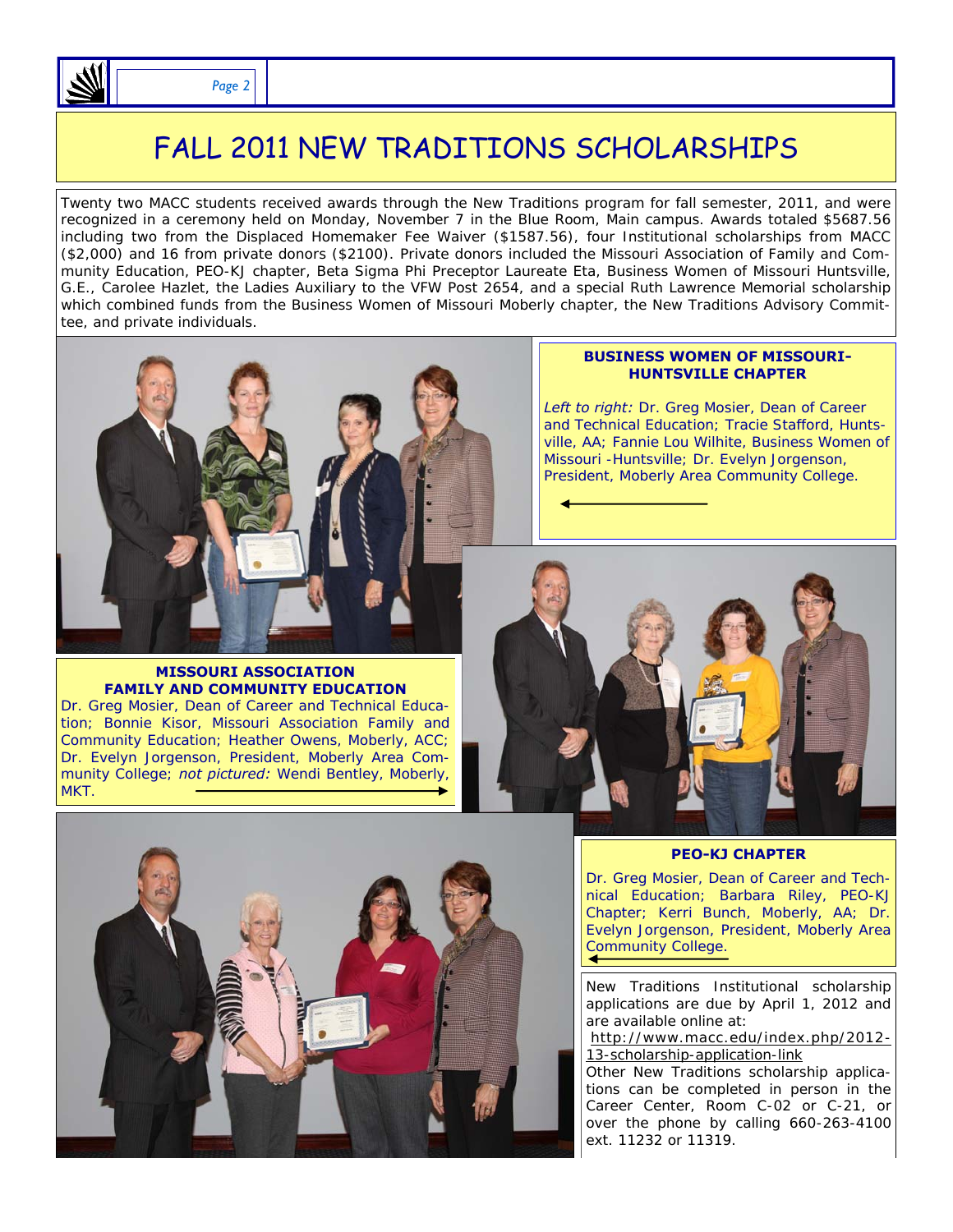# FALL 2011 NEW TRADITIONS SCHOLARSHIPS

Twenty two MACC students received awards through the New Traditions program for fall semester, 2011, and were recognized in a ceremony held on Monday, November 7 in the Blue Room, Main campus. Awards totaled $5687.56 including two from the Displaced Homemaker Fee Waiver ($1587.56), four Institutional scholarships from MACC ($2,000) and 16 from private donors ($2100). Private donors included the Missouri Association of Family and Community Education, PEO-KJ chapter, Beta Sigma Phi Preceptor Laureate Eta, Business Women of Missouri Huntsville, G.E., Carolee Hazlet, the Ladies Auxiliary to the VFW Post 2654, and a special Ruth Lawrence Memorial scholarship which combined funds from the Business Women of Missouri Moberly chapter, the New Traditions Advisory Committee, and private individuals.

**BUSINESS WOMEN OF MISSOURI-HUNTSVILLE CHAPTER**

*Left to right:* Dr. Greg Mosier, Dean of Career and Technical Education; Tracie Stafford, Huntsville, AA; Fannie Lou Wilhite, Business Women of Missouri -Huntsville; Dr. Evelyn Jorgenson, President, Moberly Area Community College.

**MISSOURI ASSOCIATION FAMILY AND COMMUNITY EDUCATION**

Dr. Greg Mosier, Dean of Career and Technical Education; Bonnie Kisor, Missouri Association Family and Community Education; Heather Owens, Moberly, ACC; Dr. Evelyn Jorgenson, President, Moberly Area Community College; *not pictured:* Wendi Bentley, Moberly, MKT.

**PEO-KJ CHAPTER**

Dr. Greg Mosier, Dean of Career and Technical Education; Barbara Riley, PEO-KJ Chapter; Kerri Bunch, Moberly, AA; Dr. Evelyn Jorgenson, President, Moberly Area Community College.

New Traditions Institutional scholarship applications are due by April 1, 2012 and are available online at: http://www.macc.edu/index.php/2012-13-scholarship-application-link

Other New Traditions scholarship applications can be completed in person in the Career Center, Room C-02 or C-21, or over the phone by calling 660-263-4100 ext. 11232 or 11319.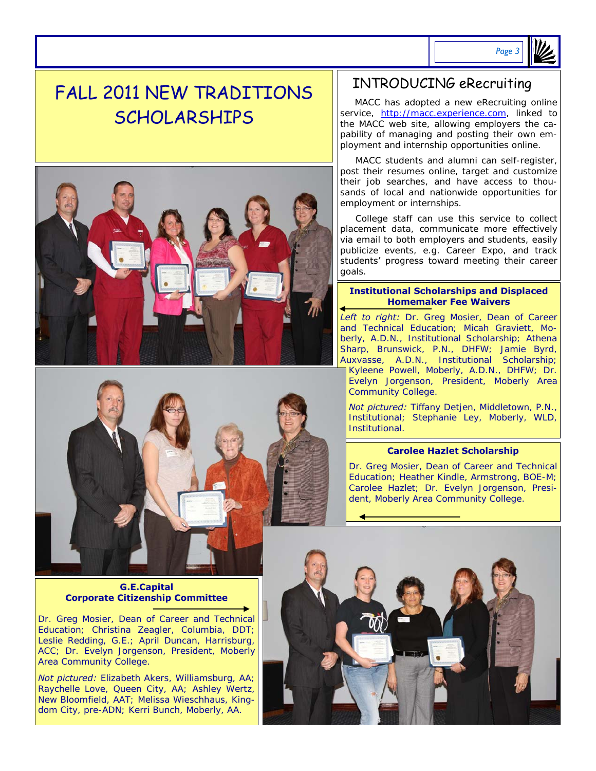# FALL 2011 NEW TRADITIONS SCHOLARSHIPS

## INTRODUCING eRecruiting

MACC has adopted a new eRecruiting online service, http://macc.experience.com, linked to the MACC web site, allowing employers the capability of managing and posting their own employment and internship opportunities online.

MACC students and alumni can self-register, post their resumes online, target and customize their job searches, and have access to thousands of local and nationwide opportunities for employment or internships.

College staff can use this service to collect placement data, communicate more effectively via email to both employers and students, easily publicize events, e.g. Career Expo, and track students' progress toward meeting their career goals.

**Institutional Scholarships and Displaced Homemaker Fee Waivers**

*Left to right:* Dr. Greg Mosier, Dean of Career and Technical Education; Micah Graviett, Moberly, A.D.N., Institutional Scholarship; Athena Sharp, Brunswick, P.N., DHFW; Jamie Byrd, Auxvasse, A.D.N., Institutional Scholarship; Kyleene Powell, Moberly, A.D.N., DHFW; Dr. Evelyn Jorgenson, President, Moberly Area Community College.

*Not pictured:* Tiffany Detjen, Middletown, P.N., Institutional; Stephanie Ley, Moberly, WLD, Institutional.

**Carolee Hazlet Scholarship**

Dr. Greg Mosier, Dean of Career and Technical Education; Heather Kindle, Armstrong, BOE-M; Carolee Hazlet; Dr. Evelyn Jorgenson, President, Moberly Area Community College.

**G.E.Capital Corporate Citizenship Committee**

Dr. Greg Mosier, Dean of Career and Technical Education; Christina Zeagler, Columbia, DDT; Leslie Redding, G.E.; April Duncan, Harrisburg, ACC; Dr. Evelyn Jorgenson, President, Moberly Area Community College.

*Not pictured:* Elizabeth Akers, Williamsburg, AA; Raychelle Love, Queen City, AA; Ashley Wertz, New Bloomfield, AAT; Melissa Wieschhaus, Kingdom City, pre-ADN; Kerri Bunch, Moberly, AA.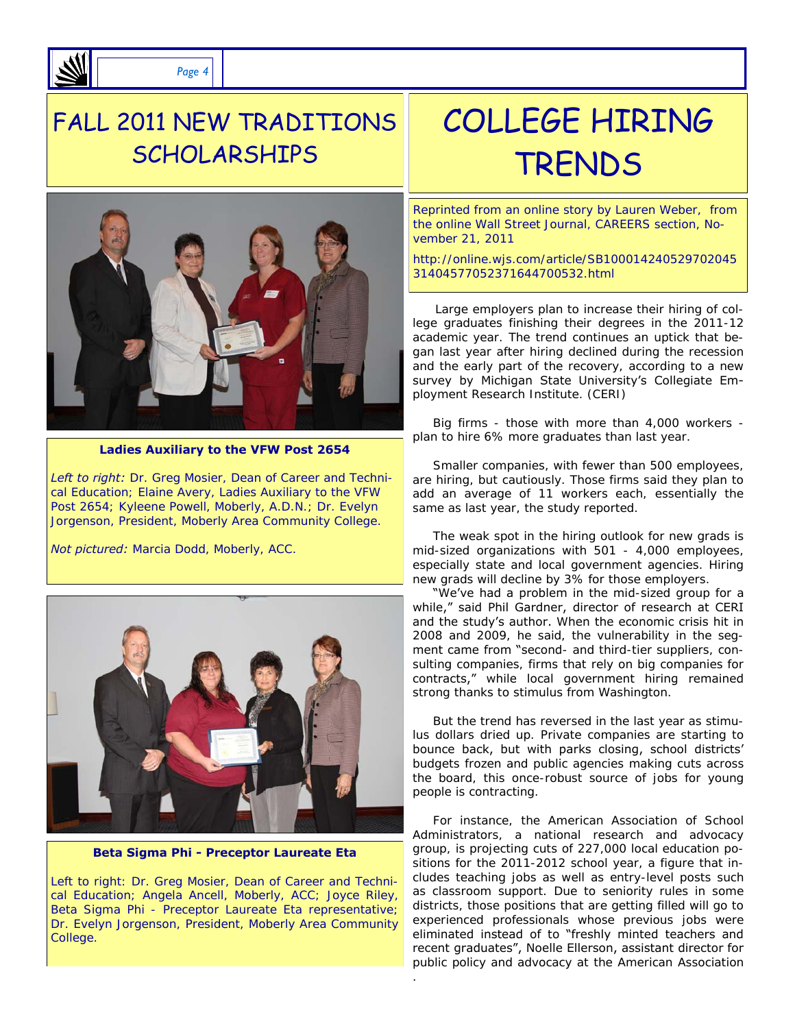# FALL 2011 NEW TRADITIONS SCHOLARSHIPS

**Ladies Auxiliary to the VFW Post 2654**

*Left to right:* Dr. Greg Mosier, Dean of Career and Technical Education; Elaine Avery, Ladies Auxiliary to the VFW Post 2654; Kyleene Powell, Moberly, A.D.N.; Dr. Evelyn Jorgenson, President, Moberly Area Community College.

*Not pictured:* Marcia Dodd, Moberly, ACC.

**Beta Sigma Phi - Preceptor Laureate Eta**

Left to right: Dr. Greg Mosier, Dean of Career and Technical Education; Angela Ancell, Moberly, ACC; Joyce Riley, Beta Sigma Phi - Preceptor Laureate Eta representative; Dr. Evelyn Jorgenson, President, Moberly Area Community College.

# COLLEGE HIRING TRENDS

Reprinted from an online story by Lauren Weber, from the online Wall Street Journal, CAREERS section, November 21, 2011

http://online.wjs.com/article/SB10001424052970204531404577052371644700532.html

Large employers plan to increase their hiring of college graduates finishing their degrees in the 2011-12 academic year. The trend continues an uptick that began last year after hiring declined during the recession and the early part of the recovery, according to a new survey by Michigan State University's Collegiate Employment Research Institute. (CERI)

Big firms - those with more than 4,000 workers - plan to hire 6% more graduates than last year.

Smaller companies, with fewer than 500 employees, are hiring, but cautiously. Those firms said they plan to add an average of 11 workers each, essentially the same as last year, the study reported.

The weak spot in the hiring outlook for new grads is mid-sized organizations with 501 - 4,000 employees, especially state and local government agencies. Hiring new grads will decline by 3% for those employers.

"We've had a problem in the mid-sized group for a while," said Phil Gardner, director of research at CERI and the study's author. When the economic crisis hit in 2008 and 2009, he said, the vulnerability in the segment came from "second- and third-tier suppliers, consulting companies, firms that rely on big companies for contracts," while local government hiring remained strong thanks to stimulus from Washington.

But the trend has reversed in the last year as stimulus dollars dried up. Private companies are starting to bounce back, but with parks closing, school districts' budgets frozen and public agencies making cuts across the board, this once-robust source of jobs for young people is contracting.

For instance, the American Association of School Administrators, a national research and advocacy group, is projecting cuts of 227,000 local education positions for the 2011-2012 school year, a figure that includes teaching jobs as well as entry-level posts such as classroom support. Due to seniority rules in some districts, those positions that are getting filled will go to experienced professionals whose previous jobs were eliminated instead of to "freshly minted teachers and recent graduates", Noelle Ellerson, assistant director for public policy and advocacy at the American Association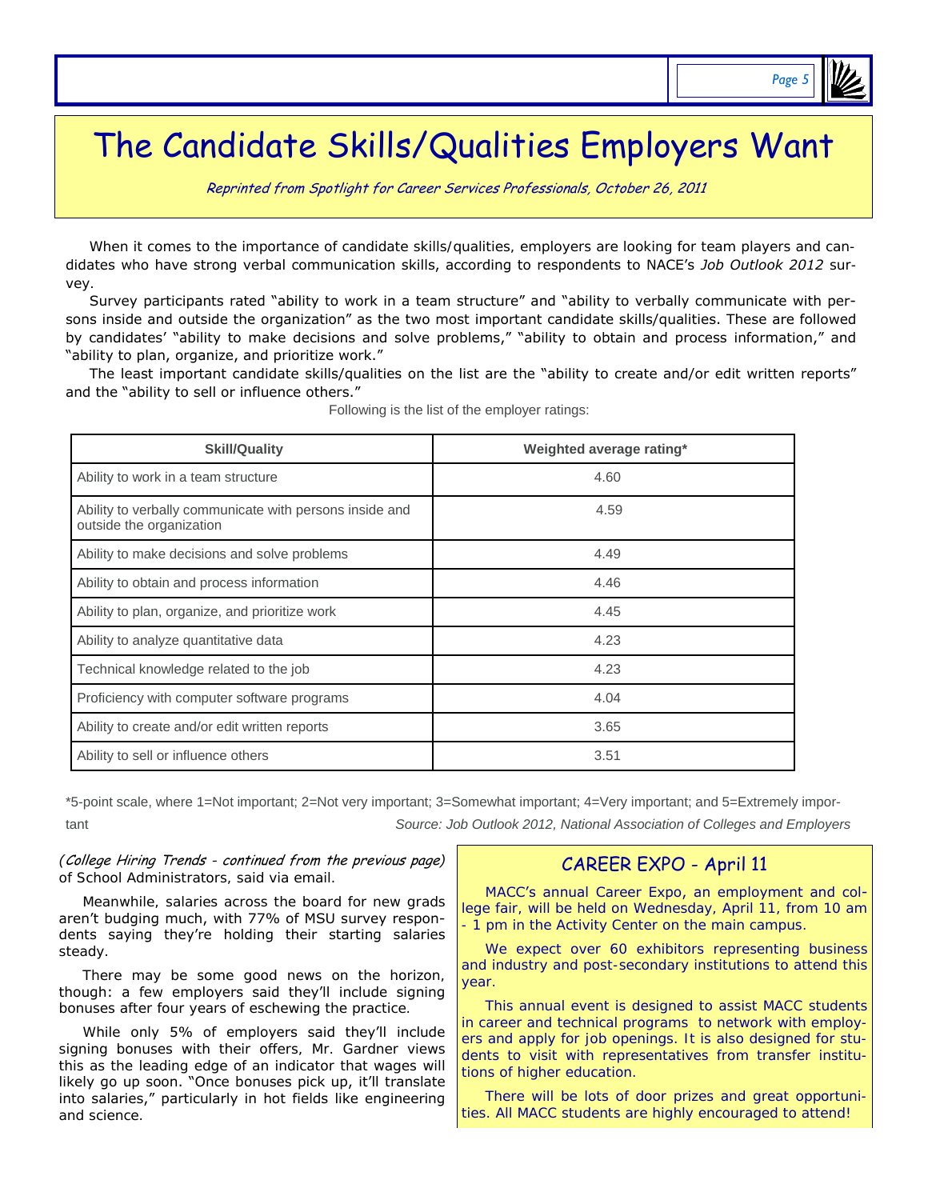# The Candidate Skills/Qualities Employers Want

*Reprinted from Spotlight for Career Services Professionals, October 26, 2011*

When it comes to the importance of candidate skills/qualities, employers are looking for team players and candidates who have strong verbal communication skills, according to respondents to NACE's *Job Outlook 2012* survey.

Survey participants rated "ability to work in a team structure" and "ability to verbally communicate with persons inside and outside the organization" as the two most important candidate skills/qualities. These are followed by candidates' "ability to make decisions and solve problems," "ability to obtain and process information," and "ability to plan, organize, and prioritize work."

The least important candidate skills/qualities on the list are the "ability to create and/or edit written reports" and the "ability to sell or influence others."

Following is the list of the employer ratings:

| Skill/Quality | Weighted average rating* |
|---|---|
| Ability to work in a team structure | 4.60 |
| Ability to verbally communicate with persons inside and outside the organization | 4.59 |
| Ability to make decisions and solve problems | 4.49 |
| Ability to obtain and process information | 4.46 |
| Ability to plan, organize, and prioritize work | 4.45 |
| Ability to analyze quantitative data | 4.23 |
| Technical knowledge related to the job | 4.23 |
| Proficiency with computer software programs | 4.04 |
| Ability to create and/or edit written reports | 3.65 |
| Ability to sell or influence others | 3.51 |

*5-point scale, where 1=Not important; 2=Not very important; 3=Somewhat important; 4=Very important; and 5=Extremely important

*Source: Job Outlook 2012, National Association of Colleges and Employers*

*(College Hiring Trends - continued from the previous page)* of School Administrators, said via email.

Meanwhile, salaries across the board for new grads aren't budging much, with 77% of MSU survey respondents saying they're holding their starting salaries steady.

There may be some good news on the horizon, though: a few employers said they'll include signing bonuses after four years of eschewing the practice.

While only 5% of employers said they'll include signing bonuses with their offers, Mr. Gardner views this as the leading edge of an indicator that wages will likely go up soon. "Once bonuses pick up, it'll translate into salaries," particularly in hot fields like engineering and science.

## CAREER EXPO - April 11

MACC's annual Career Expo, an employment and college fair, will be held on Wednesday, April 11, from 10 am - 1 pm in the Activity Center on the main campus.

We expect over 60 exhibitors representing business and industry and post-secondary institutions to attend this year.

This annual event is designed to assist MACC students in career and technical programs to network with employers and apply for job openings. It is also designed for students to visit with representatives from transfer institutions of higher education.

There will be lots of door prizes and great opportunities. All MACC students are highly encouraged to attend!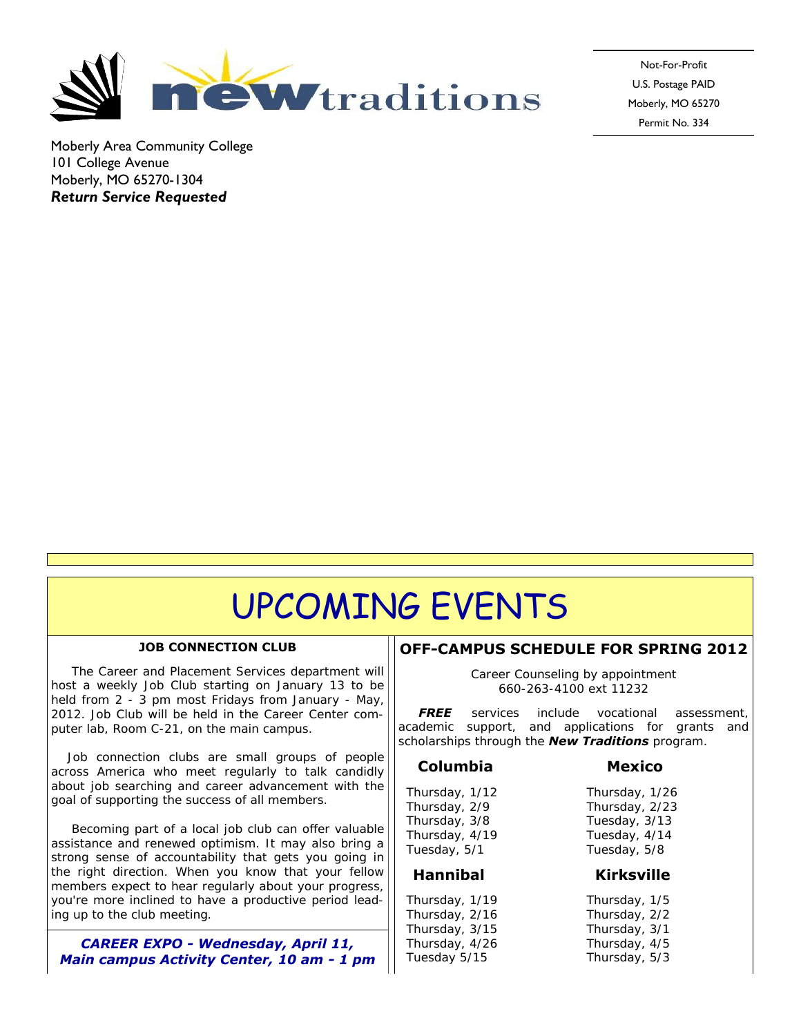# new traditions

Moberly Area Community College
101 College Avenue
Moberly, MO 65270-1304
***Return Service Requested***

Not-For-Profit
U.S. Postage PAID
Moberly, MO 65270
Permit No. 334

# UPCOMING EVENTS

### JOB CONNECTION CLUB

The Career and Placement Services department will host a weekly Job Club starting on January 13 to be held from 2 - 3 pm most Fridays from January - May, 2012. Job Club will be held in the Career Center computer lab, Room C-21, on the main campus.

Job connection clubs are small groups of people across America who meet regularly to talk candidly about job searching and career advancement with the goal of supporting the success of all members.

Becoming part of a local job club can offer valuable assistance and renewed optimism. It may also bring a strong sense of accountability that gets you going in the right direction. When you know that your fellow members expect to hear regularly about your progress, you're more inclined to have a productive period leading up to the club meeting.

***CAREER EXPO - Wednesday, April 11, Main campus Activity Center, 10 am - 1 pm***

## OFF-CAMPUS SCHEDULE FOR SPRING 2012

Career Counseling by appointment
660-263-4100 ext 11232

***FREE*** services include vocational assessment, academic support, and applications for grants and scholarships through the ***New Traditions*** program.

### Columbia

Thursday, 1/12
Thursday, 2/9
Thursday, 3/8
Thursday, 4/19
Tuesday, 5/1

### Mexico

Thursday, 1/26
Thursday, 2/23
Tuesday, 3/13
Tuesday, 4/14
Tuesday, 5/8

### Hannibal

Thursday, 1/19
Thursday, 2/16
Thursday, 3/15
Thursday, 4/26
Tuesday 5/15

### Kirksville

Thursday, 1/5
Thursday, 2/2
Thursday, 3/1
Thursday, 4/5
Thursday, 5/3